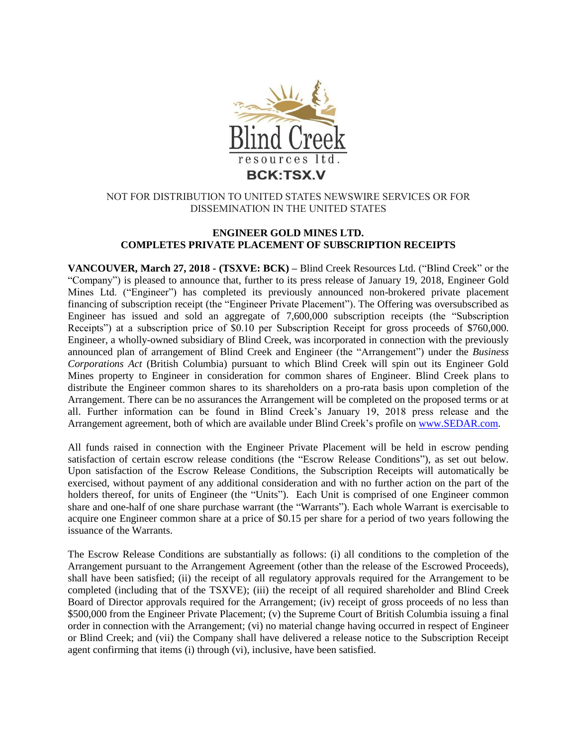Blind Creek

resources ltd.

**BCK:TSX.V**

NOT FOR DISTRIBUTION TO UNITED STATES NEWSWIRE SERVICES OR FOR DISSEMINATION IN THE UNITED STATES

## ENGINEER GOLD MINES LTD. COMPLETES PRIVATE PLACEMENT OF SUBSCRIPTION RECEIPTS

**VANCOUVER, March 27, 2018 - (TSXVE: BCK) –** Blind Creek Resources Ltd. ("Blind Creek" or the "Company") is pleased to announce that, further to its press release of January 19, 2018, Engineer Gold Mines Ltd. ("Engineer") has completed its previously announced non-brokered private placement financing of subscription receipt (the "Engineer Private Placement"). The Offering was oversubscribed as Engineer has issued and sold an aggregate of 7,600,000 subscription receipts (the "Subscription Receipts") at a subscription price of $0.10 per Subscription Receipt for gross proceeds of $760,000. Engineer, a wholly-owned subsidiary of Blind Creek, was incorporated in connection with the previously announced plan of arrangement of Blind Creek and Engineer (the "Arrangement") under the *Business Corporations Act* (British Columbia) pursuant to which Blind Creek will spin out its Engineer Gold Mines property to Engineer in consideration for common shares of Engineer. Blind Creek plans to distribute the Engineer common shares to its shareholders on a pro-rata basis upon completion of the Arrangement. There can be no assurances the Arrangement will be completed on the proposed terms or at all. Further information can be found in Blind Creek's January 19, 2018 press release and the Arrangement agreement, both of which are available under Blind Creek's profile on www.SEDAR.com.

All funds raised in connection with the Engineer Private Placement will be held in escrow pending satisfaction of certain escrow release conditions (the "Escrow Release Conditions"), as set out below. Upon satisfaction of the Escrow Release Conditions, the Subscription Receipts will automatically be exercised, without payment of any additional consideration and with no further action on the part of the holders thereof, for units of Engineer (the "Units"). Each Unit is comprised of one Engineer common share and one-half of one share purchase warrant (the "Warrants"). Each whole Warrant is exercisable to acquire one Engineer common share at a price of $0.15 per share for a period of two years following the issuance of the Warrants.

The Escrow Release Conditions are substantially as follows: (i) all conditions to the completion of the Arrangement pursuant to the Arrangement Agreement (other than the release of the Escrowed Proceeds), shall have been satisfied; (ii) the receipt of all regulatory approvals required for the Arrangement to be completed (including that of the TSXVE); (iii) the receipt of all required shareholder and Blind Creek Board of Director approvals required for the Arrangement; (iv) receipt of gross proceeds of no less than $500,000 from the Engineer Private Placement; (v) the Supreme Court of British Columbia issuing a final order in connection with the Arrangement; (vi) no material change having occurred in respect of Engineer or Blind Creek; and (vii) the Company shall have delivered a release notice to the Subscription Receipt agent confirming that items (i) through (vi), inclusive, have been satisfied.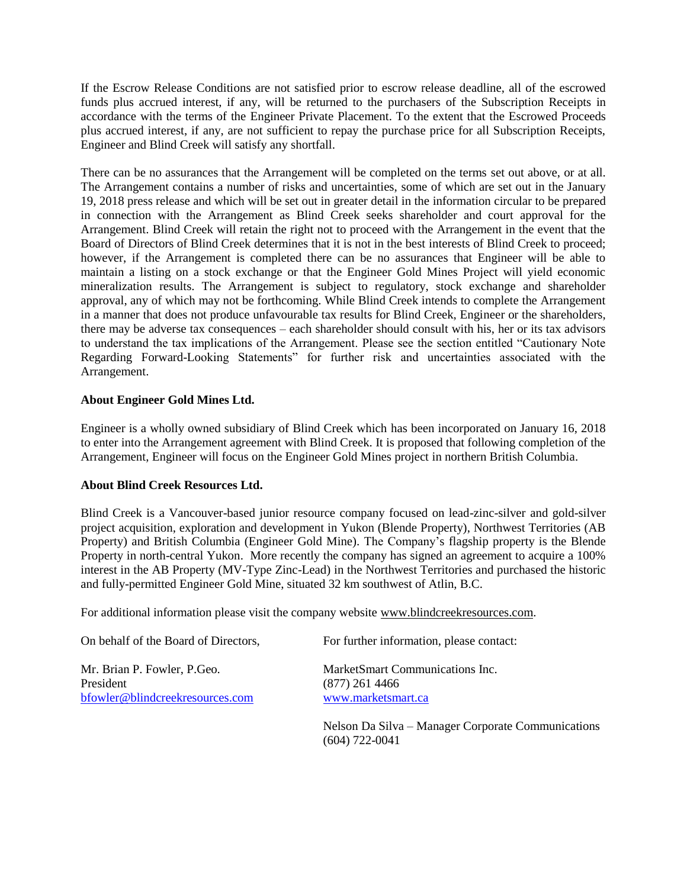If the Escrow Release Conditions are not satisfied prior to escrow release deadline, all of the escrowed funds plus accrued interest, if any, will be returned to the purchasers of the Subscription Receipts in accordance with the terms of the Engineer Private Placement. To the extent that the Escrowed Proceeds plus accrued interest, if any, are not sufficient to repay the purchase price for all Subscription Receipts, Engineer and Blind Creek will satisfy any shortfall.

There can be no assurances that the Arrangement will be completed on the terms set out above, or at all. The Arrangement contains a number of risks and uncertainties, some of which are set out in the January 19, 2018 press release and which will be set out in greater detail in the information circular to be prepared in connection with the Arrangement as Blind Creek seeks shareholder and court approval for the Arrangement. Blind Creek will retain the right not to proceed with the Arrangement in the event that the Board of Directors of Blind Creek determines that it is not in the best interests of Blind Creek to proceed; however, if the Arrangement is completed there can be no assurances that Engineer will be able to maintain a listing on a stock exchange or that the Engineer Gold Mines Project will yield economic mineralization results. The Arrangement is subject to regulatory, stock exchange and shareholder approval, any of which may not be forthcoming. While Blind Creek intends to complete the Arrangement in a manner that does not produce unfavourable tax results for Blind Creek, Engineer or the shareholders, there may be adverse tax consequences – each shareholder should consult with his, her or its tax advisors to understand the tax implications of the Arrangement. Please see the section entitled "Cautionary Note Regarding Forward-Looking Statements" for further risk and uncertainties associated with the Arrangement.

**About Engineer Gold Mines Ltd.**

Engineer is a wholly owned subsidiary of Blind Creek which has been incorporated on January 16, 2018 to enter into the Arrangement agreement with Blind Creek. It is proposed that following completion of the Arrangement, Engineer will focus on the Engineer Gold Mines project in northern British Columbia.

**About Blind Creek Resources Ltd.**

Blind Creek is a Vancouver-based junior resource company focused on lead-zinc-silver and gold-silver project acquisition, exploration and development in Yukon (Blende Property), Northwest Territories (AB Property) and British Columbia (Engineer Gold Mine). The Company's flagship property is the Blende Property in north-central Yukon. More recently the company has signed an agreement to acquire a 100% interest in the AB Property (MV-Type Zinc-Lead) in the Northwest Territories and purchased the historic and fully-permitted Engineer Gold Mine, situated 32 km southwest of Atlin, B.C.

For additional information please visit the company website www.blindcreekresources.com.

On behalf of the Board of Directors,

Mr. Brian P. Fowler, P.Geo.
President
bfowler@blindcreekresources.com

For further information, please contact:

MarketSmart Communications Inc.
(877) 261 4466
www.marketsmart.ca

Nelson Da Silva – Manager Corporate Communications
(604) 722-0041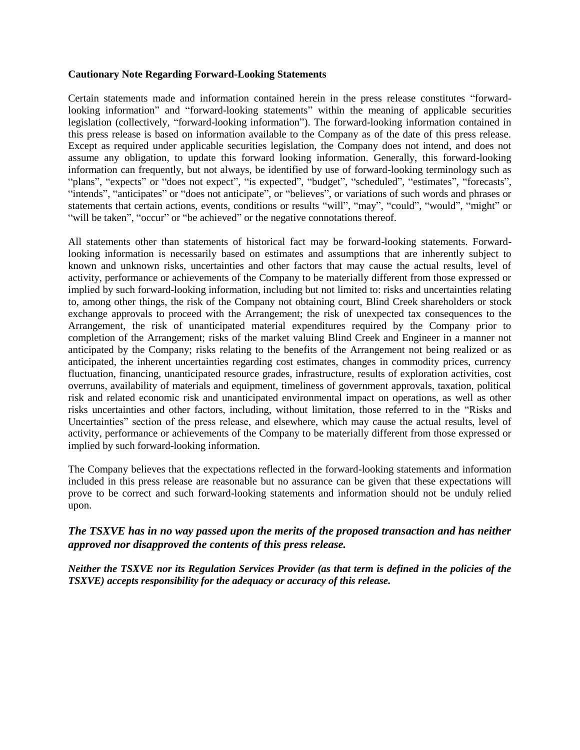**Cautionary Note Regarding Forward-Looking Statements**

Certain statements made and information contained herein in the press release constitutes "forward-looking information" and "forward-looking statements" within the meaning of applicable securities legislation (collectively, "forward-looking information"). The forward-looking information contained in this press release is based on information available to the Company as of the date of this press release. Except as required under applicable securities legislation, the Company does not intend, and does not assume any obligation, to update this forward looking information. Generally, this forward-looking information can frequently, but not always, be identified by use of forward-looking terminology such as "plans", "expects" or "does not expect", "is expected", "budget", "scheduled", "estimates", "forecasts", "intends", "anticipates" or "does not anticipate", or "believes", or variations of such words and phrases or statements that certain actions, events, conditions or results "will", "may", "could", "would", "might" or "will be taken", "occur" or "be achieved" or the negative connotations thereof.

All statements other than statements of historical fact may be forward-looking statements. Forward-looking information is necessarily based on estimates and assumptions that are inherently subject to known and unknown risks, uncertainties and other factors that may cause the actual results, level of activity, performance or achievements of the Company to be materially different from those expressed or implied by such forward-looking information, including but not limited to: risks and uncertainties relating to, among other things, the risk of the Company not obtaining court, Blind Creek shareholders or stock exchange approvals to proceed with the Arrangement; the risk of unexpected tax consequences to the Arrangement, the risk of unanticipated material expenditures required by the Company prior to completion of the Arrangement; risks of the market valuing Blind Creek and Engineer in a manner not anticipated by the Company; risks relating to the benefits of the Arrangement not being realized or as anticipated, the inherent uncertainties regarding cost estimates, changes in commodity prices, currency fluctuation, financing, unanticipated resource grades, infrastructure, results of exploration activities, cost overruns, availability of materials and equipment, timeliness of government approvals, taxation, political risk and related economic risk and unanticipated environmental impact on operations, as well as other risks uncertainties and other factors, including, without limitation, those referred to in the "Risks and Uncertainties" section of the press release, and elsewhere, which may cause the actual results, level of activity, performance or achievements of the Company to be materially different from those expressed or implied by such forward-looking information.

The Company believes that the expectations reflected in the forward-looking statements and information included in this press release are reasonable but no assurance can be given that these expectations will prove to be correct and such forward-looking statements and information should not be unduly relied upon.

***The TSXVE has in no way passed upon the merits of the proposed transaction and has neither approved nor disapproved the contents of this press release.***

***Neither the TSXVE nor its Regulation Services Provider (as that term is defined in the policies of the TSXVE) accepts responsibility for the adequacy or accuracy of this release.***